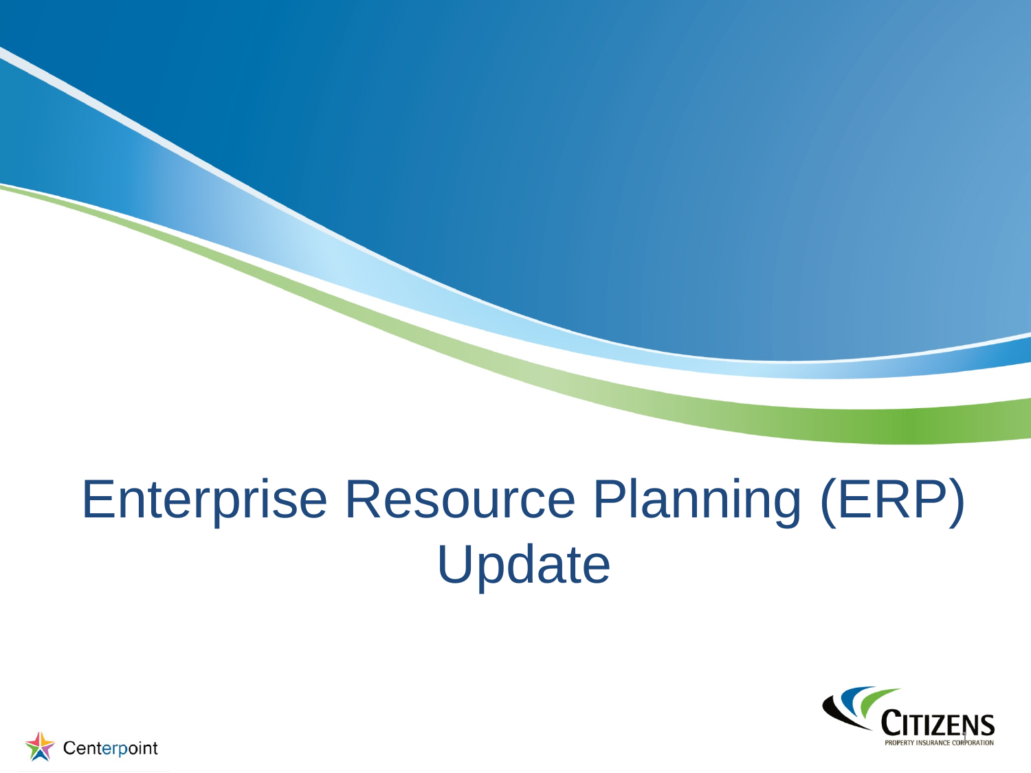# Enterprise Resource Planning (ERP) Update

Centerpoint

CITIZENS PROPERTY INSURANCE CORPORATION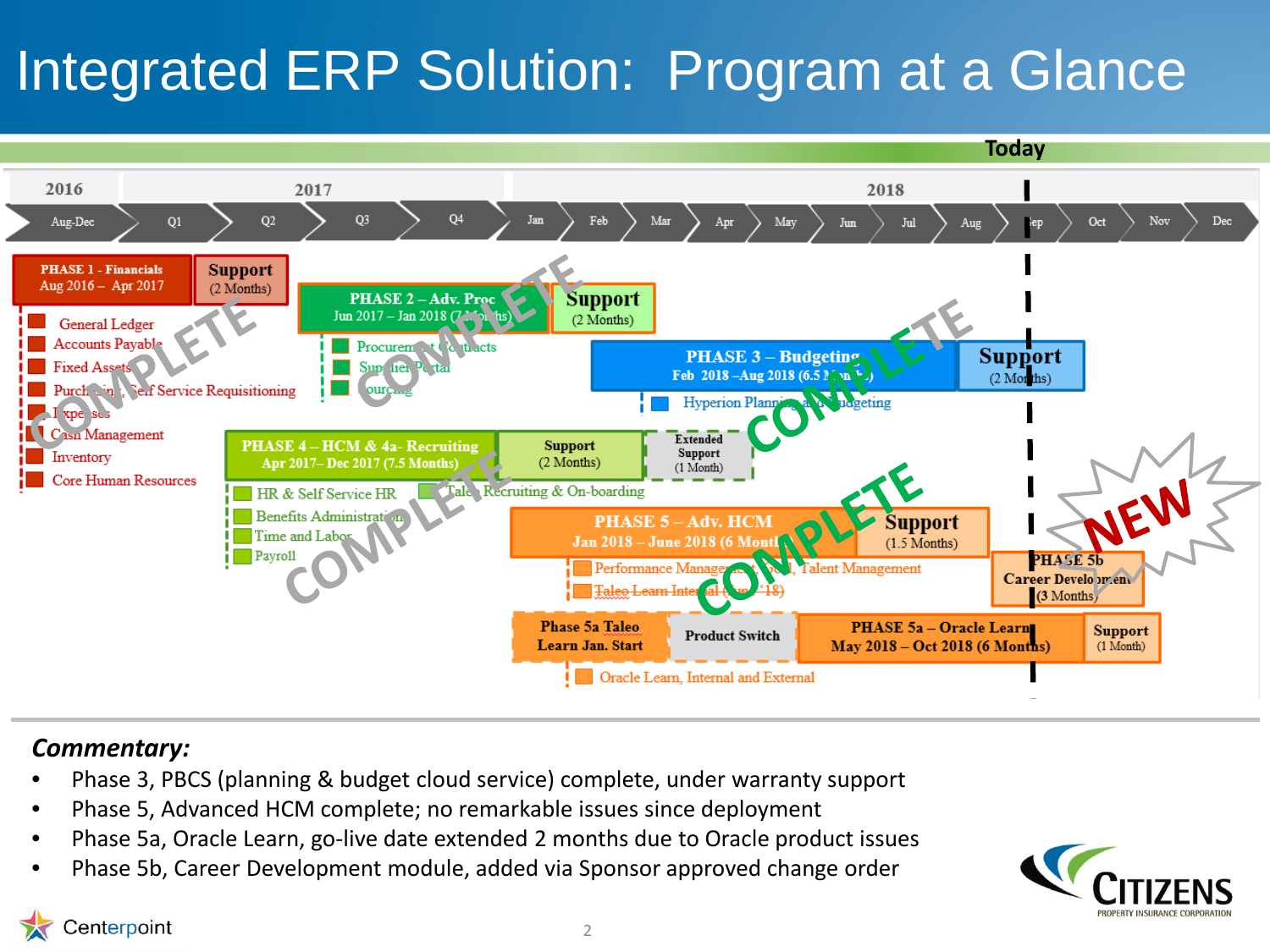# Integrated ERP Solution: Program at a Glance

Today

| 2016 | 2017 | | | | 2018 | | | | | | | | | | | |
|---|---|---|---|---|---|---|---|---|---|---|---|---|---|---|---|---|
| Aug-Dec | Q1 | Q2 | Q3 | Q4 | Jan | Feb | Mar | Apr | May | Jun | Jul | Aug | Sep | Oct | Nov | Dec |

**PHASE 1 - Financials** Aug 2016 – Apr 2017 — **Support** (2 Months) — COMPLETE

- General Ledger
- Accounts Payable
- Fixed Assets
- Purchasing, Self Service Requisitioning
- Expenses
- Cash Management
- Inventory
- Core Human Resources

**PHASE 2 – Adv. Proc** Jun 2017 – Jan 2018 (7 Months) — **Support** (2 Months) — COMPLETE

- Procurement Contracts
- Supplier Portal
- Sourcing

**PHASE 3 – Budgeting** Feb 2018 – Aug 2018 (6.5 Months) — **Support** (2 Months) — COMPLETE

- Hyperion Planning and Budgeting

**PHASE 4 – HCM & 4a- Recruiting** Apr 2017– Dec 2017 (7.5 Months) — **Support** (2 Months) — **Extended Support** (1 Month) — COMPLETE

- HR & Self Service HR
- Benefits Administration
- Time and Labor
- Payroll
- Taleo Recruiting & On-boarding

**PHASE 5 – Adv. HCM** Jan 2018 – June 2018 (6 Months) — **Support** (1.5 Months) — COMPLETE

- Performance Management, Talent Management
- Taleo Learn Internal (Jan '18)

**PHASE 5b** Career Development (3 Months) — NEW

**Phase 5a Taleo Learn Jan. Start** — **Product Switch** — **PHASE 5a – Oracle Learn** May 2018 – Oct 2018 (6 Months) — **Support** (1 Month)

- Oracle Learn, Internal and External

***Commentary:***

- Phase 3, PBCS (planning & budget cloud service) complete, under warranty support
- Phase 5, Advanced HCM complete; no remarkable issues since deployment
- Phase 5a, Oracle Learn, go-live date extended 2 months due to Oracle product issues
- Phase 5b, Career Development module, added via Sponsor approved change order

Centerpoint

CITIZENS PROPERTY INSURANCE CORPORATION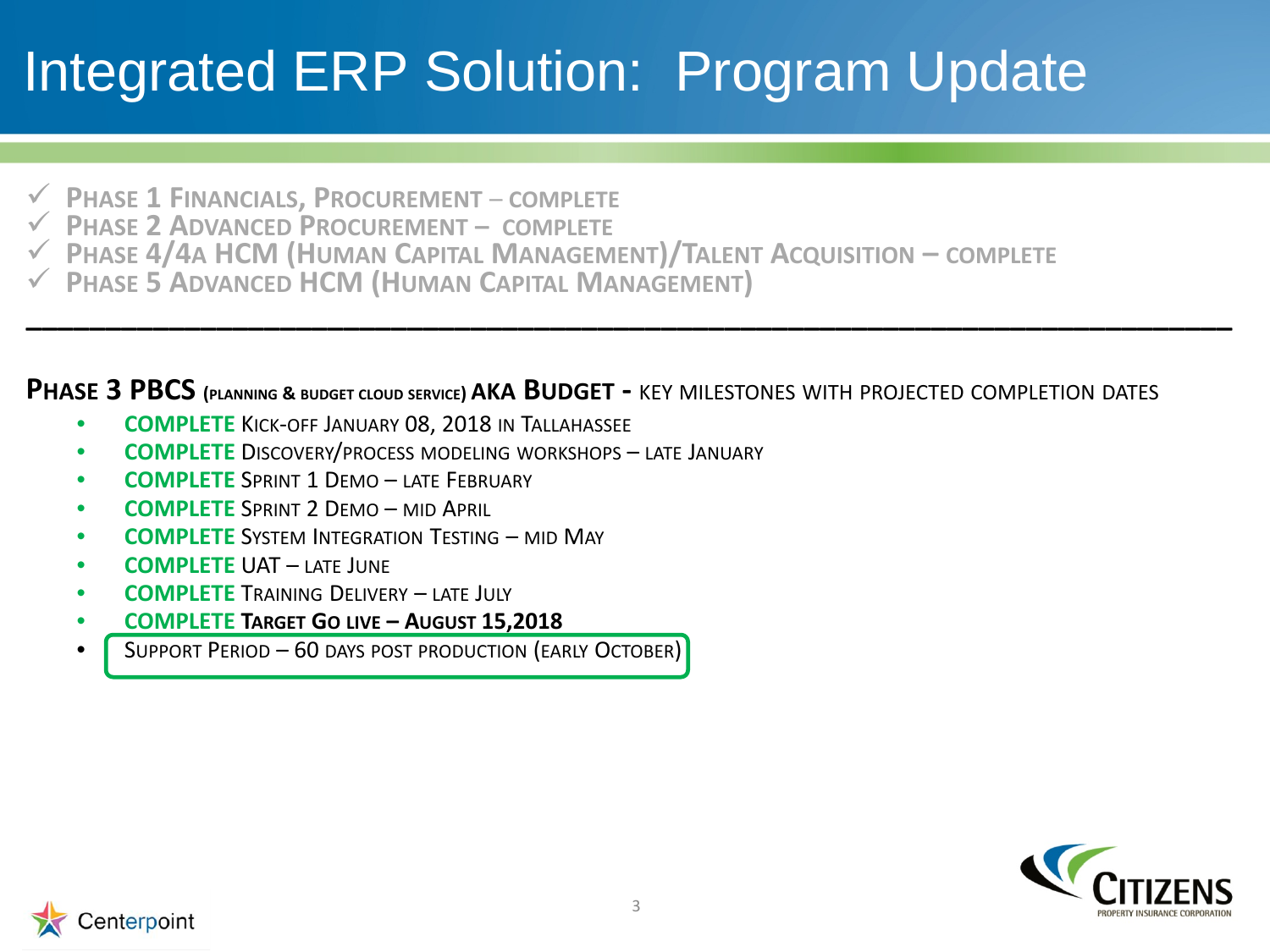# Integrated ERP Solution: Program Update

- ✓ Phase 1 Financials, Procurement – complete
- ✓ Phase 2 Advanced Procurement – complete
- ✓ Phase 4/4a HCM (Human Capital Management)/Talent Acquisition – complete
- ✓ Phase 5 Advanced HCM (Human Capital Management)

---

**Phase 3 PBCS** (**Planning & Budget Cloud Service**) **AKA Budget** - Key milestones with projected completion dates

- **COMPLETE** Kick-off January 08, 2018 in Tallahassee
- **COMPLETE** Discovery/process modeling workshops – late January
- **COMPLETE** Sprint 1 Demo – late February
- **COMPLETE** Sprint 2 Demo – mid April
- **COMPLETE** System Integration Testing – mid May
- **COMPLETE** UAT – late June
- **COMPLETE** Training Delivery – late July
- **COMPLETE** **Target Go live – August 15,2018**
- Support Period – 60 days post production (early October)

Centerpoint

Citizens Property Insurance Corporation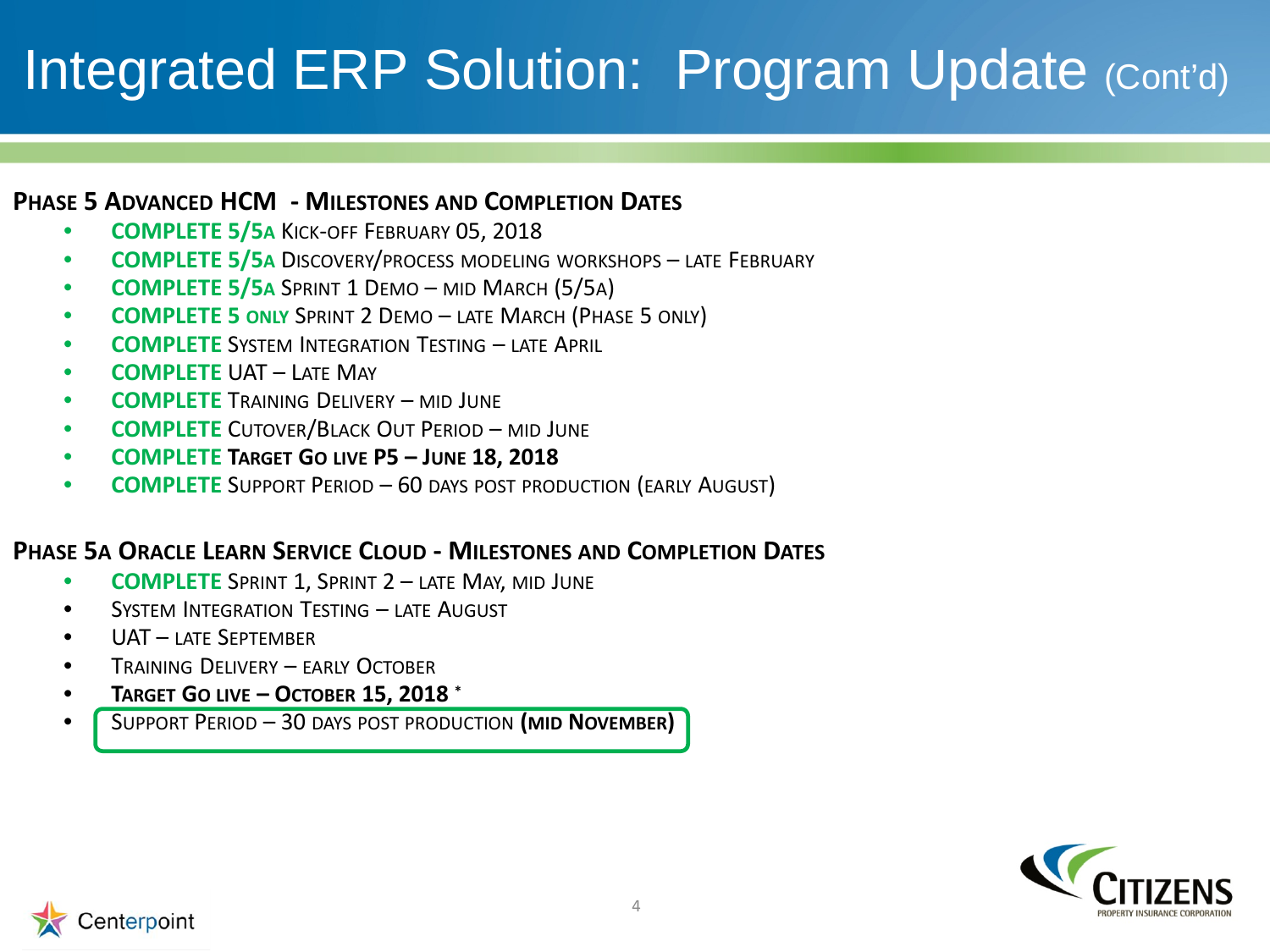# Integrated ERP Solution: Program Update (Cont'd)

**Phase 5 Advanced HCM - Milestones and Completion Dates**

- **COMPLETE 5/5a** Kick-off February 05, 2018
- **COMPLETE 5/5a** Discovery/process modeling workshops – late February
- **COMPLETE 5/5a** Sprint 1 Demo – mid March (5/5a)
- **COMPLETE 5 only** Sprint 2 Demo – late March (Phase 5 only)
- **COMPLETE** System Integration Testing – late April
- **COMPLETE** UAT – Late May
- **COMPLETE** Training Delivery – mid June
- **COMPLETE** Cutover/Black Out Period – mid June
- **COMPLETE** **Target Go live P5 – June 18, 2018**
- **COMPLETE** Support Period – 60 days post production (early August)

**Phase 5a Oracle Learn Service Cloud - Milestones and Completion Dates**

- **COMPLETE** Sprint 1, Sprint 2 – late May, mid June
- System Integration Testing – late August
- UAT – late September
- Training Delivery – early October
- **Target Go live – October 15, 2018 ***
- Support Period – 30 days post production **(mid November)**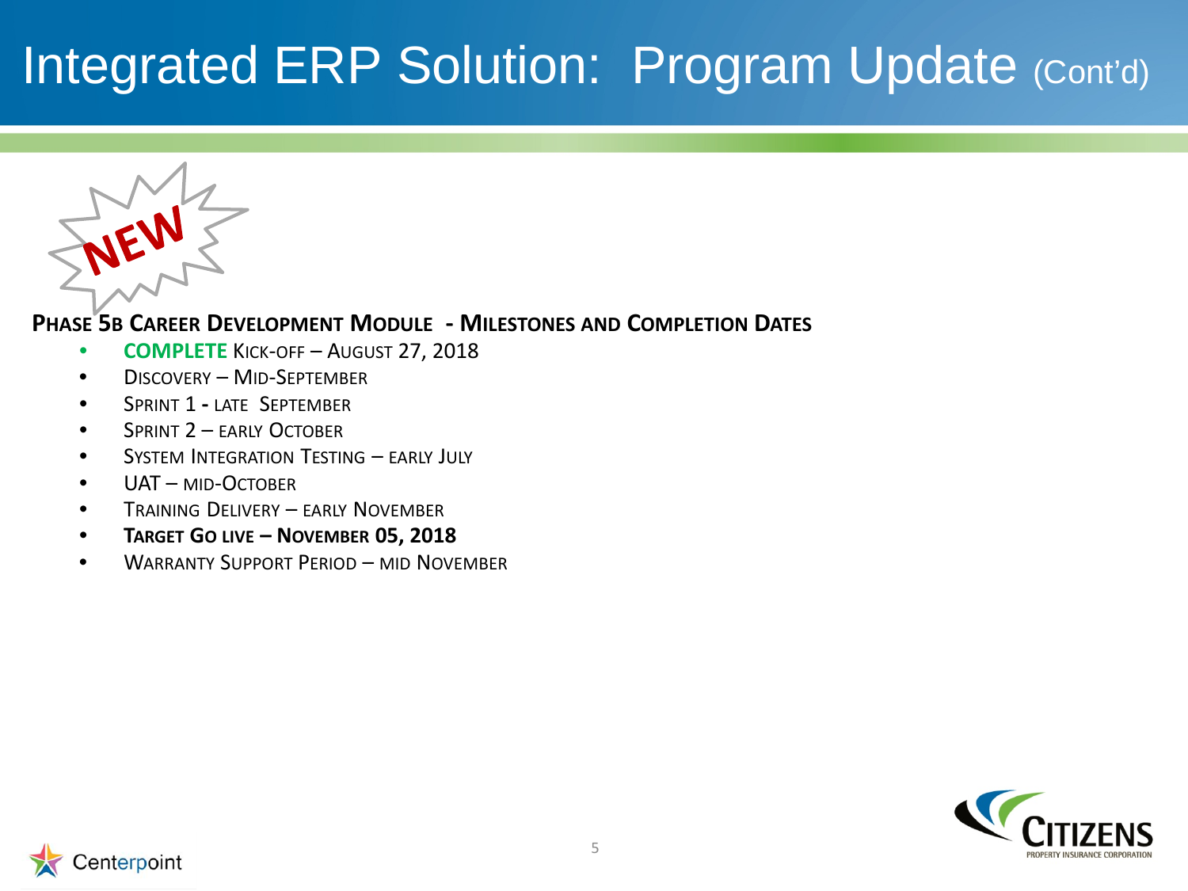# Integrated ERP Solution: Program Update (Cont'd)

NEW

**Phase 5B Career Development Module - Milestones and Completion Dates**

- **COMPLETE** Kick-off – August 27, 2018
- Discovery – Mid-September
- Sprint 1 - late September
- Sprint 2 – early October
- System Integration Testing – early July
- UAT – mid-October
- Training Delivery – early November
- **Target Go live – November 05, 2018**
- Warranty Support Period – mid November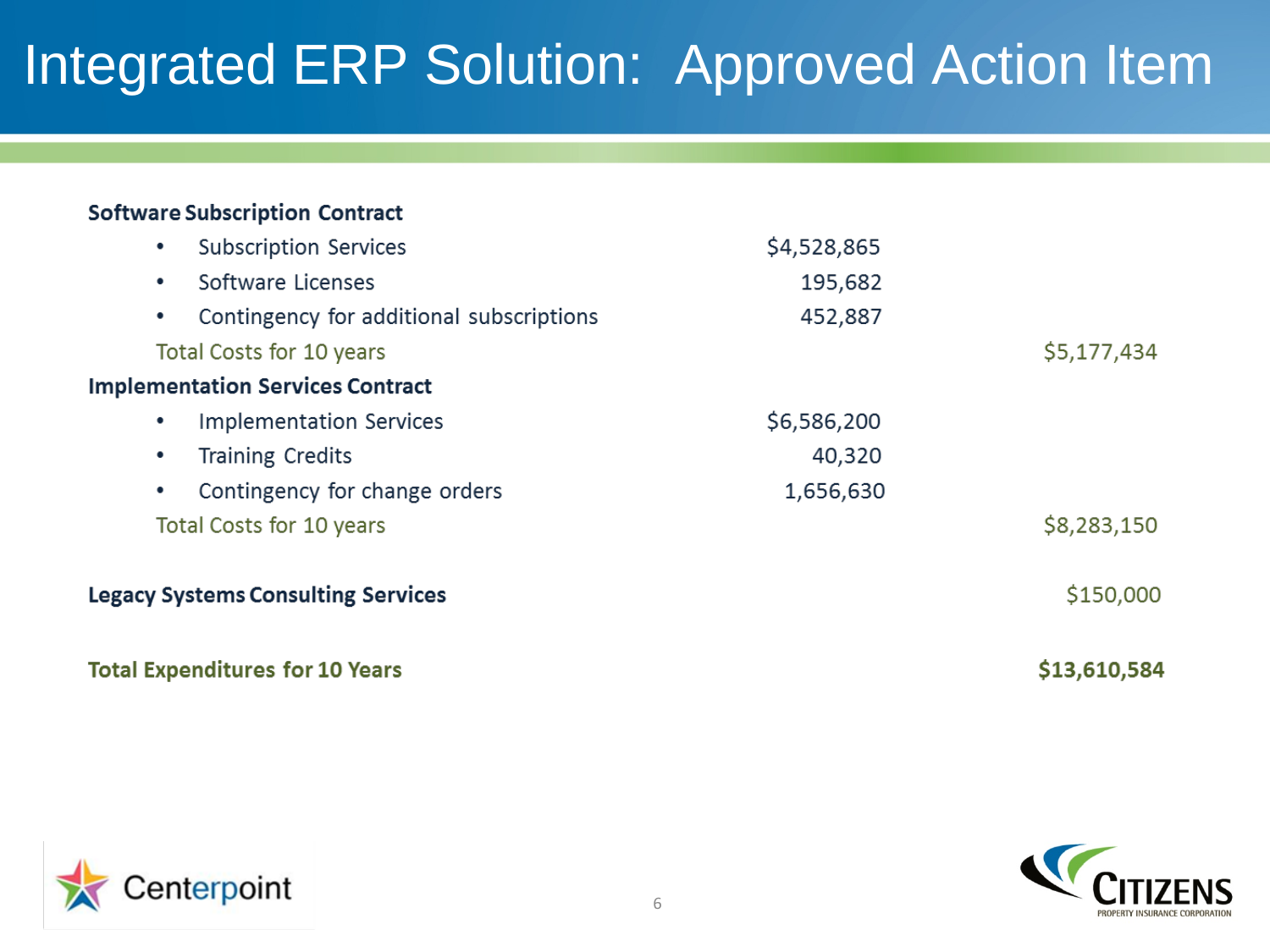# Integrated ERP Solution: Approved Action Item

| | | |
|---|---|---|
| **Software Subscription Contract** | | |
| • Subscription Services | $4,528,865 | |
| • Software Licenses | 195,682 | |
| • Contingency for additional subscriptions | 452,887 | |
| Total Costs for 10 years | | $5,177,434 |
| **Implementation Services Contract** | | |
| • Implementation Services | $6,586,200 | |
| • Training Credits | 40,320 | |
| • Contingency for change orders | 1,656,630 | |
| Total Costs for 10 years | | $8,283,150 |
| **Legacy Systems Consulting Services** | | $150,000 |
| **Total Expenditures for 10 Years** | | **$13,610,584** |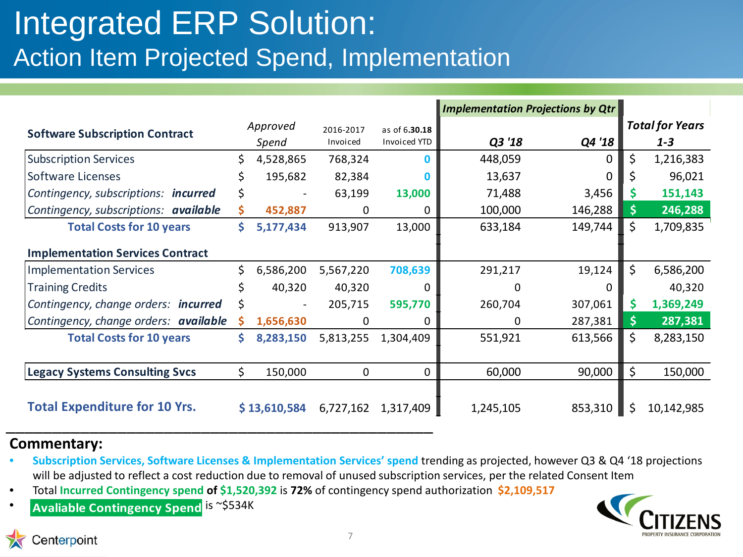# Integrated ERP Solution:

## Action Item Projected Spend, Implementation

| Software Subscription Contract | Approved Spend | 2016-2017 Invoiced | as of 6.30.18 Invoiced YTD | *Implementation Projections by Qtr* Q3 '18 | Q4 '18 | Total for Years 1-3 |
|---|---|---|---|---|---|---|
| Subscription Services | $ 4,528,865 | 768,324 | 0 | 448,059 | 0 | $ 1,216,383 |
| Software Licenses | $ 195,682 | 82,384 | 0 | 13,637 | 0 | $ 96,021 |
| *Contingency, subscriptions:* ***incurred*** | $ - | 63,199 | 13,000 | 71,488 | 3,456 | $ 151,143 |
| *Contingency, subscriptions:* ***available*** | $ 452,887 | 0 | 0 | 100,000 | 146,288 | $ 246,288 |
| **Total Costs for 10 years** | **$ 5,177,434** | 913,907 | 13,000 | 633,184 | 149,744 | $ 1,709,835 |
| **Implementation Services Contract** | | | | | | |
| Implementation Services | $ 6,586,200 | 5,567,220 | 708,639 | 291,217 | 19,124 | $ 6,586,200 |
| Training Credits | $ 40,320 | 40,320 | 0 | 0 | 0 | 40,320 |
| *Contingency, change orders:* ***incurred*** | $ - | 205,715 | 595,770 | 260,704 | 307,061 | $ 1,369,249 |
| *Contingency, change orders:* ***available*** | $ 1,656,630 | 0 | 0 | 0 | 287,381 | $ 287,381 |
| **Total Costs for 10 years** | **$ 8,283,150** | 5,813,255 | 1,304,409 | 551,921 | 613,566 | $ 8,283,150 |
| **Legacy Systems Consulting Svcs** | $ 150,000 | 0 | 0 | 60,000 | 90,000 | $ 150,000 |
| **Total Expenditure for 10 Yrs.** | **$ 13,610,584** | 6,727,162 | 1,317,409 | 1,245,105 | 853,310 | $ 10,142,985 |

**Commentary:**

- **Subscription Services, Software Licenses & Implementation Services' spend** trending as projected, however Q3 & Q4 '18 projections will be adjusted to reflect a cost reduction due to removal of unused subscription services, per the related Consent Item
- Total **Incurred Contingency spend of $1,520,392** is **72%** of contingency spend authorization **$2,109,517**
- **Avaliable Contingency Spend** is ~$534K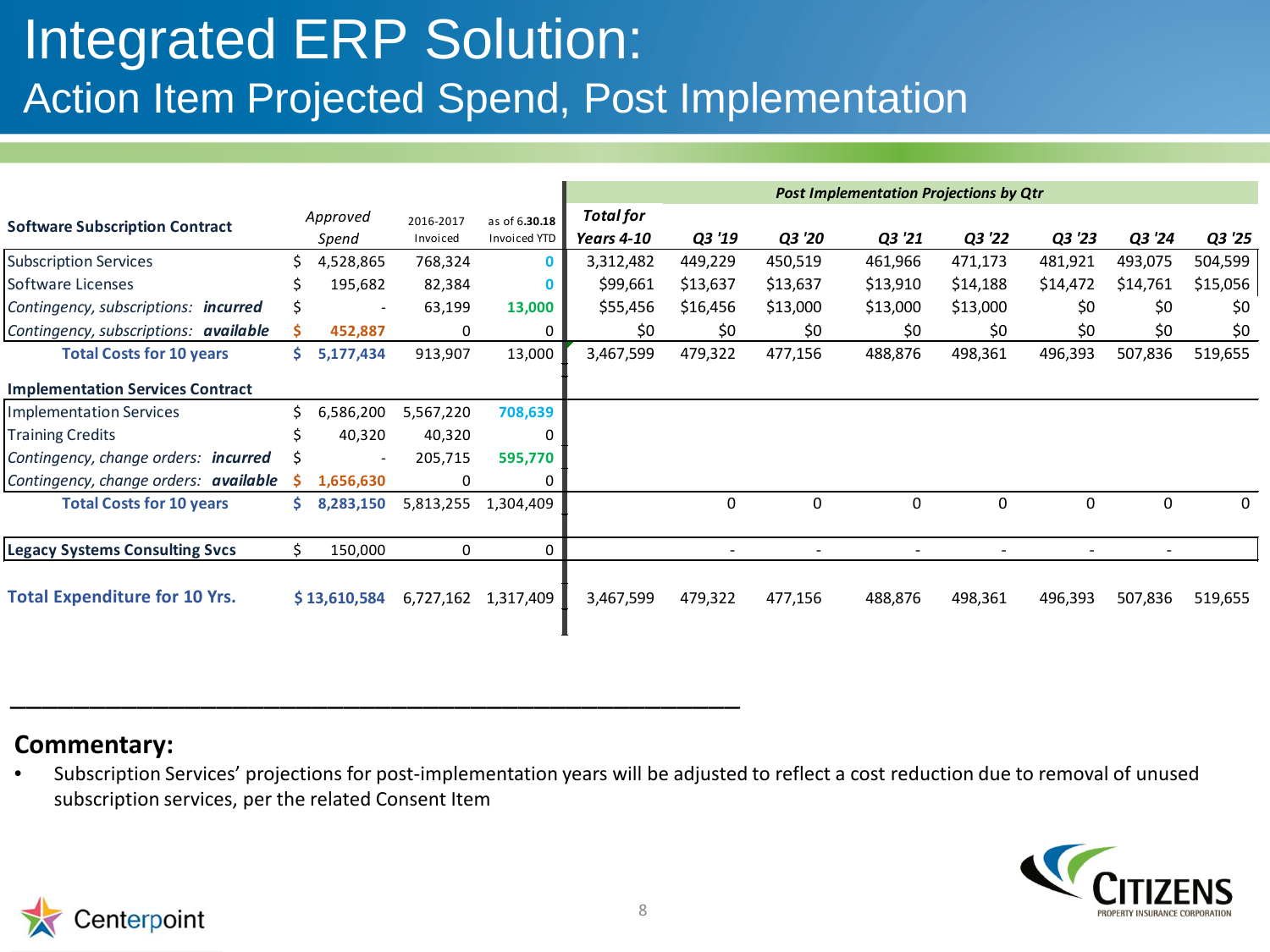# Integrated ERP Solution:

## Action Item Projected Spend, Post Implementation

| Software Subscription Contract | *Approved Spend* | 2016-2017 Invoiced | as of **6.30.18** Invoiced YTD | ***Total for Years 4-10*** | ***Post Implementation Projections by Qtr*** Q3 '19 | Q3 '20 | Q3 '21 | Q3 '22 | Q3 '23 | Q3 '24 | Q3 '25 |
|---|---|---|---|---|---|---|---|---|---|---|---|
| Subscription Services | $ 4,528,865 | 768,324 | 0 | 3,312,482 | 449,229 | 450,519 | 461,966 | 471,173 | 481,921 | 493,075 | 504,599 |
| Software Licenses | $ 195,682 | 82,384 | 0 | $99,661 | $13,637 | $13,637 | $13,910 | $14,188 | $14,472 | $14,761 | $15,056 |
| *Contingency, subscriptions:* ***incurred*** | $ - | 63,199 | 13,000 | $55,456 | $16,456 | $13,000 | $13,000 | $13,000 | $0 | $0 | $0 |
| *Contingency, subscriptions:* ***available*** | $ 452,887 | 0 | 0 | $0 | $0 | $0 | $0 | $0 | $0 | $0 | $0 |
| **Total Costs for 10 years** | **$ 5,177,434** | 913,907 | 13,000 | 3,467,599 | 479,322 | 477,156 | 488,876 | 498,361 | 496,393 | 507,836 | 519,655 |
| **Implementation Services Contract** | | | | | | | | | | | |
| Implementation Services | $ 6,586,200 | 5,567,220 | 708,639 | | | | | | | | |
| Training Credits | $ 40,320 | 40,320 | 0 | | | | | | | | |
| *Contingency, change orders:* ***incurred*** | $ - | 205,715 | 595,770 | | | | | | | | |
| *Contingency, change orders:* ***available*** | $ 1,656,630 | 0 | 0 | | | | | | | | |
| **Total Costs for 10 years** | **$ 8,283,150** | 5,813,255 | 1,304,409 | | 0 | 0 | 0 | 0 | 0 | 0 | 0 |
| **Legacy Systems Consulting Svcs** | $ 150,000 | 0 | 0 | | - | - | - | - | - | - | |
| **Total Expenditure for 10 Yrs.** | **$ 13,610,584** | 6,727,162 | 1,317,409 | 3,467,599 | 479,322 | 477,156 | 488,876 | 498,361 | 496,393 | 507,836 | 519,655 |

---

**Commentary:**

- Subscription Services' projections for post-implementation years will be adjusted to reflect a cost reduction due to removal of unused subscription services, per the related Consent Item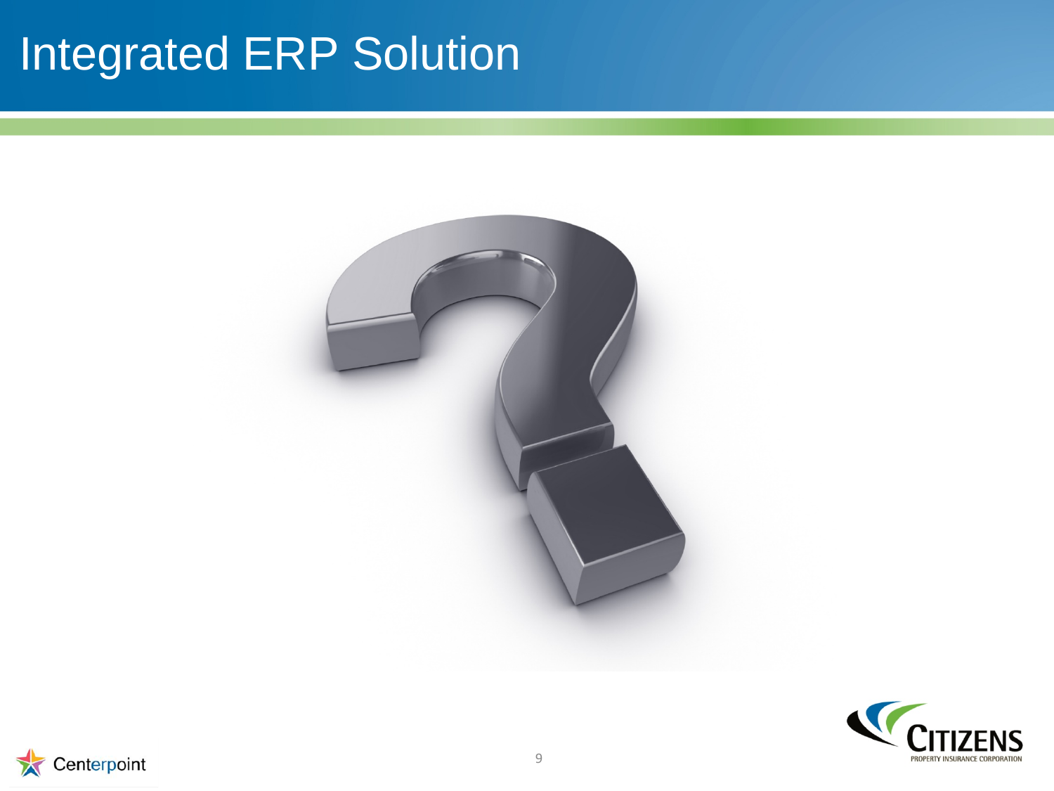# Integrated ERP Solution